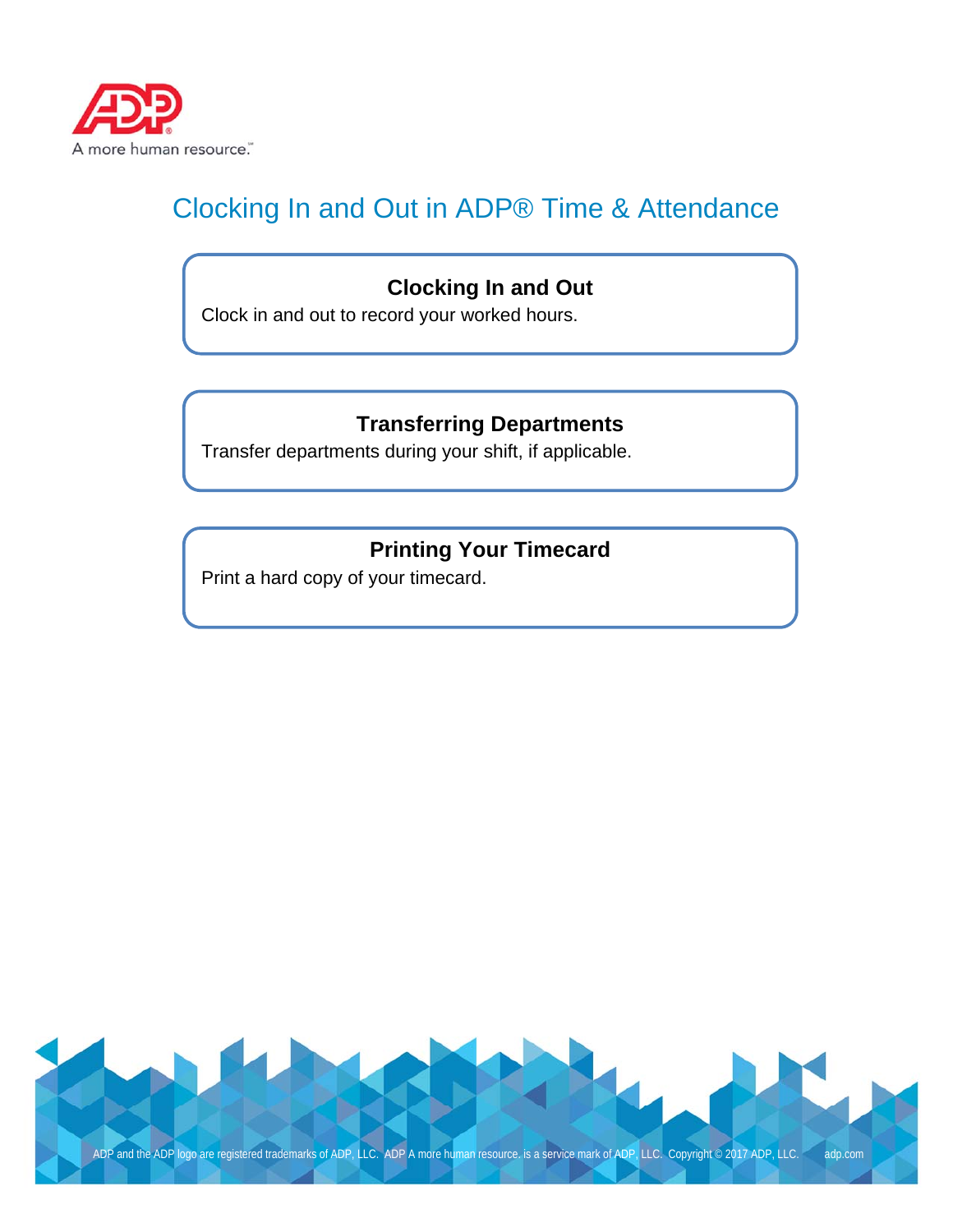# Clocking In and Out in ADP® Time & Attendance

## Clocking In and Out

Clock in and out to record your worked hours.

## Transferring Departments

Transfer departments during your shift, if applicable.

## Printing Your Timecard

Print a hard copy of your timecard.

ADP and the ADP logo are registered trademarks of ADP, LLC. ADP A more human resource. is a service mark of ADP, LLC. Copyright © 2017 ADP, LLC. adp.com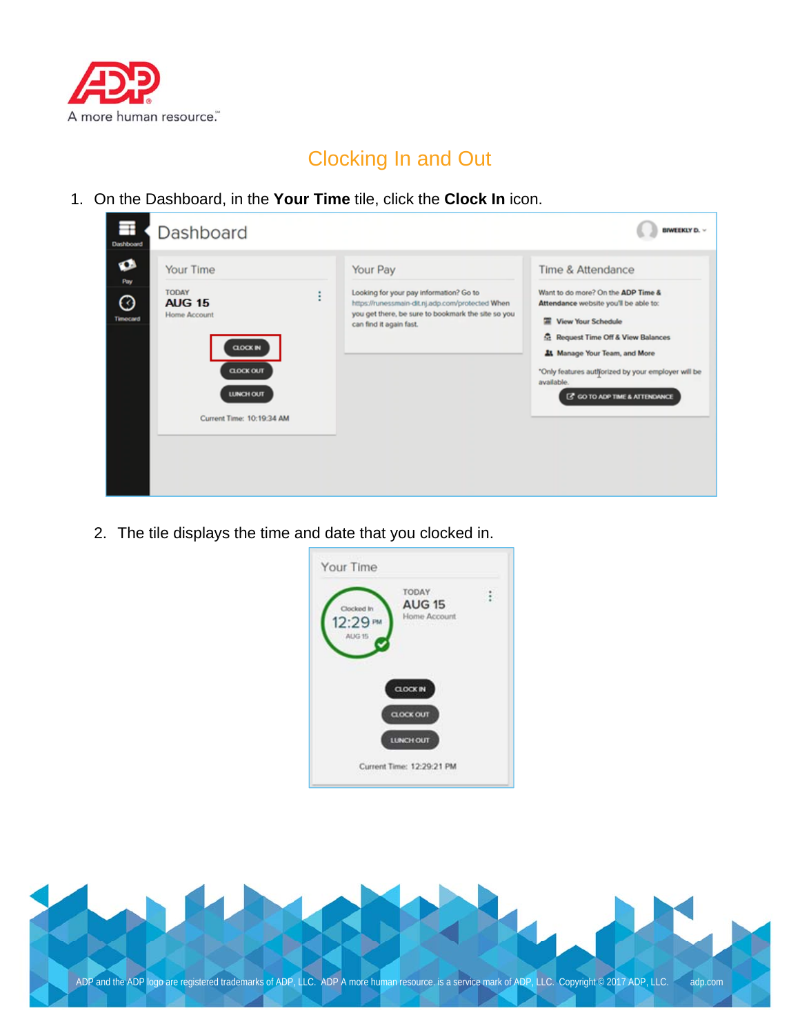# Clocking In and Out

1. On the Dashboard, in the **Your Time** tile, click the **Clock In** icon.

2. The tile displays the time and date that you clocked in.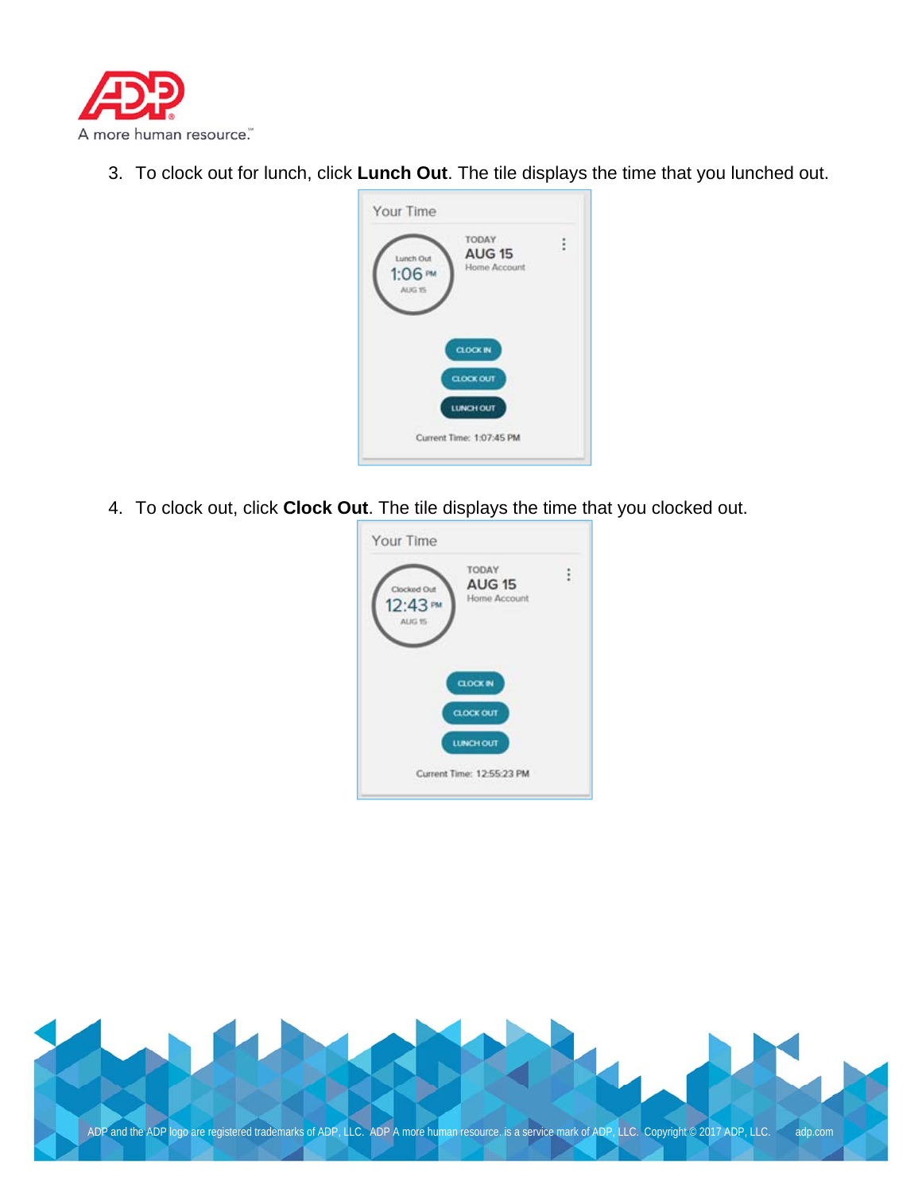3. To clock out for lunch, click **Lunch Out**. The tile displays the time that you lunched out.

4. To clock out, click **Clock Out**. The tile displays the time that you clocked out.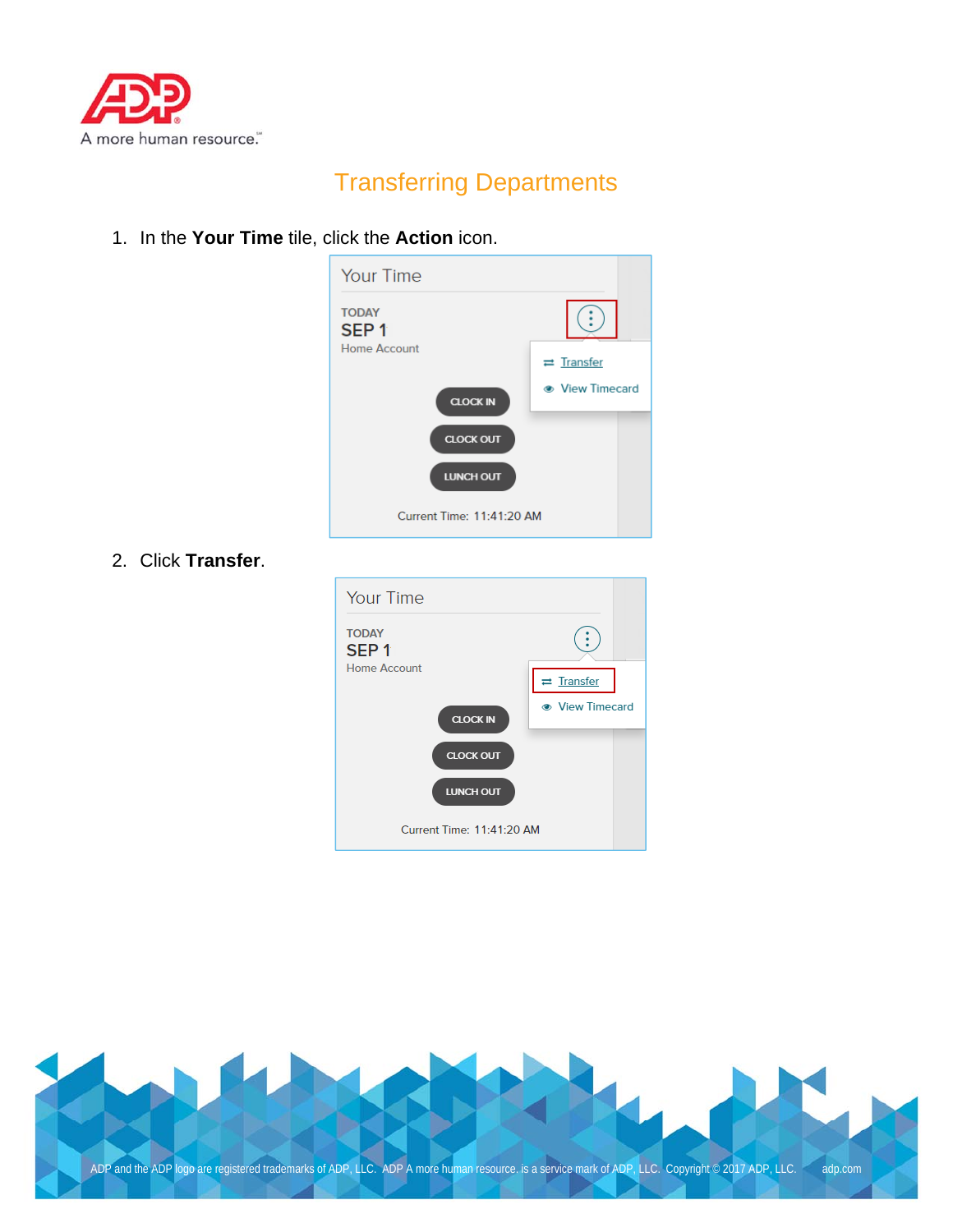# Transferring Departments

1. In the **Your Time** tile, click the **Action** icon.

2. Click **Transfer**.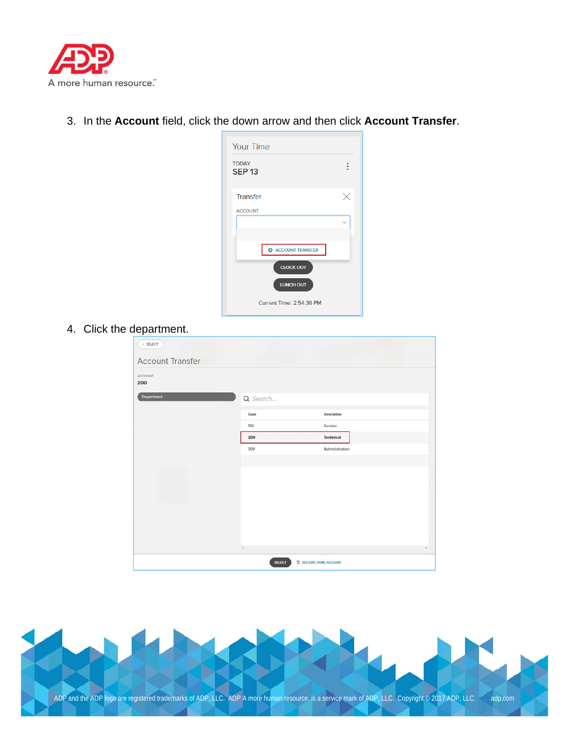3. In the **Account** field, click the down arrow and then click **Account Transfer**.

4. Click the department.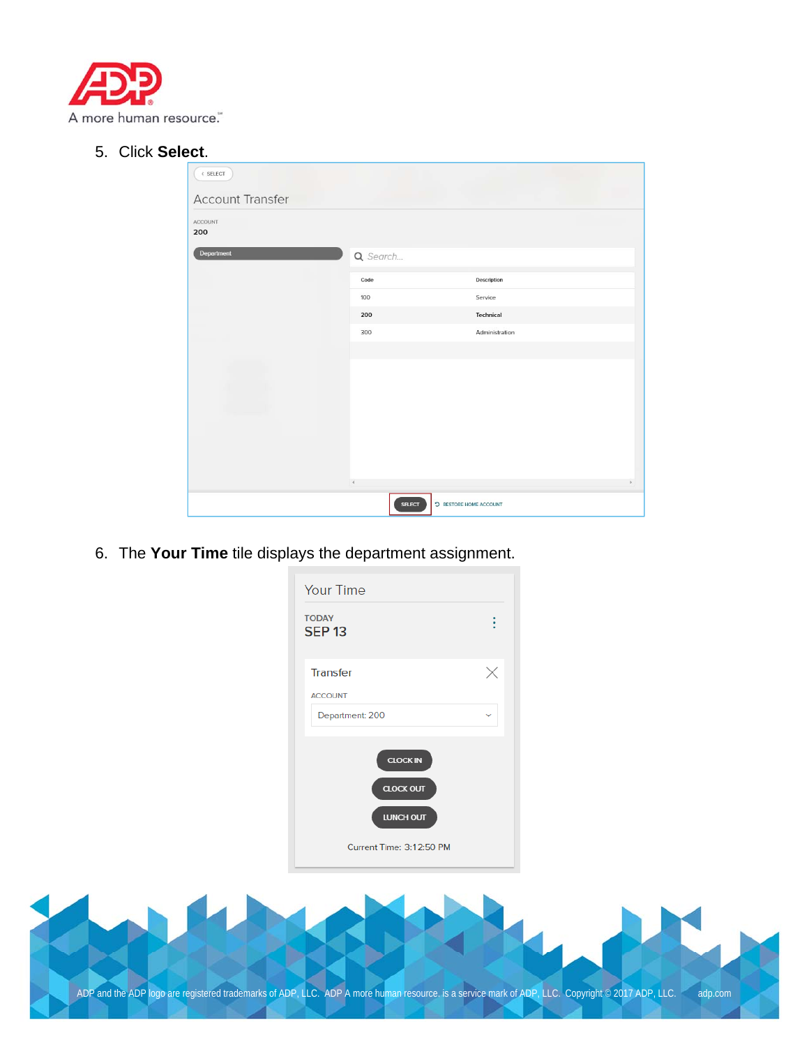5. Click **Select**.

6. The **Your Time** tile displays the department assignment.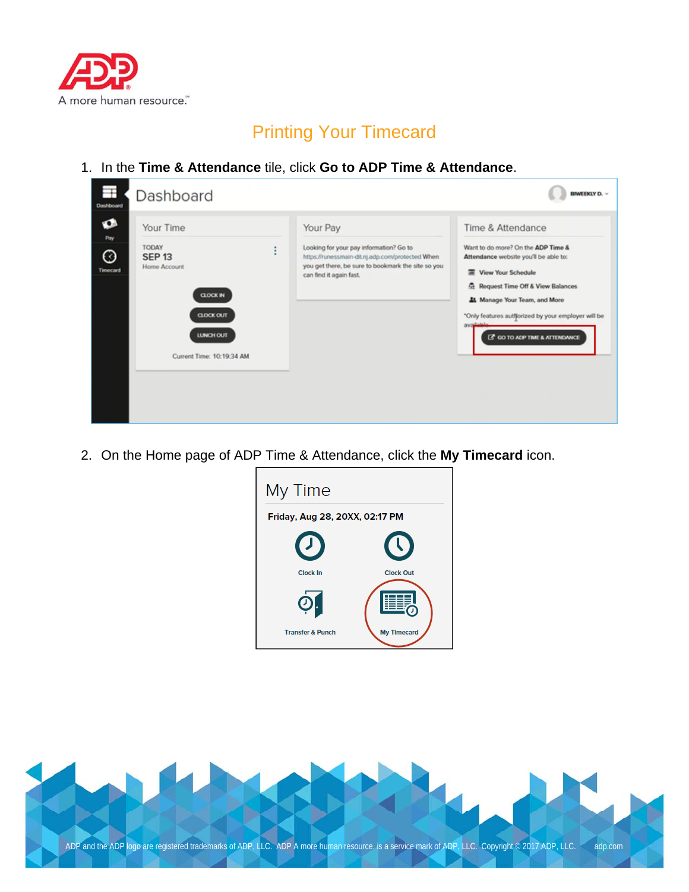# Printing Your Timecard

1. In the **Time & Attendance** tile, click **Go to ADP Time & Attendance**.

2. On the Home page of ADP Time & Attendance, click the **My Timecard** icon.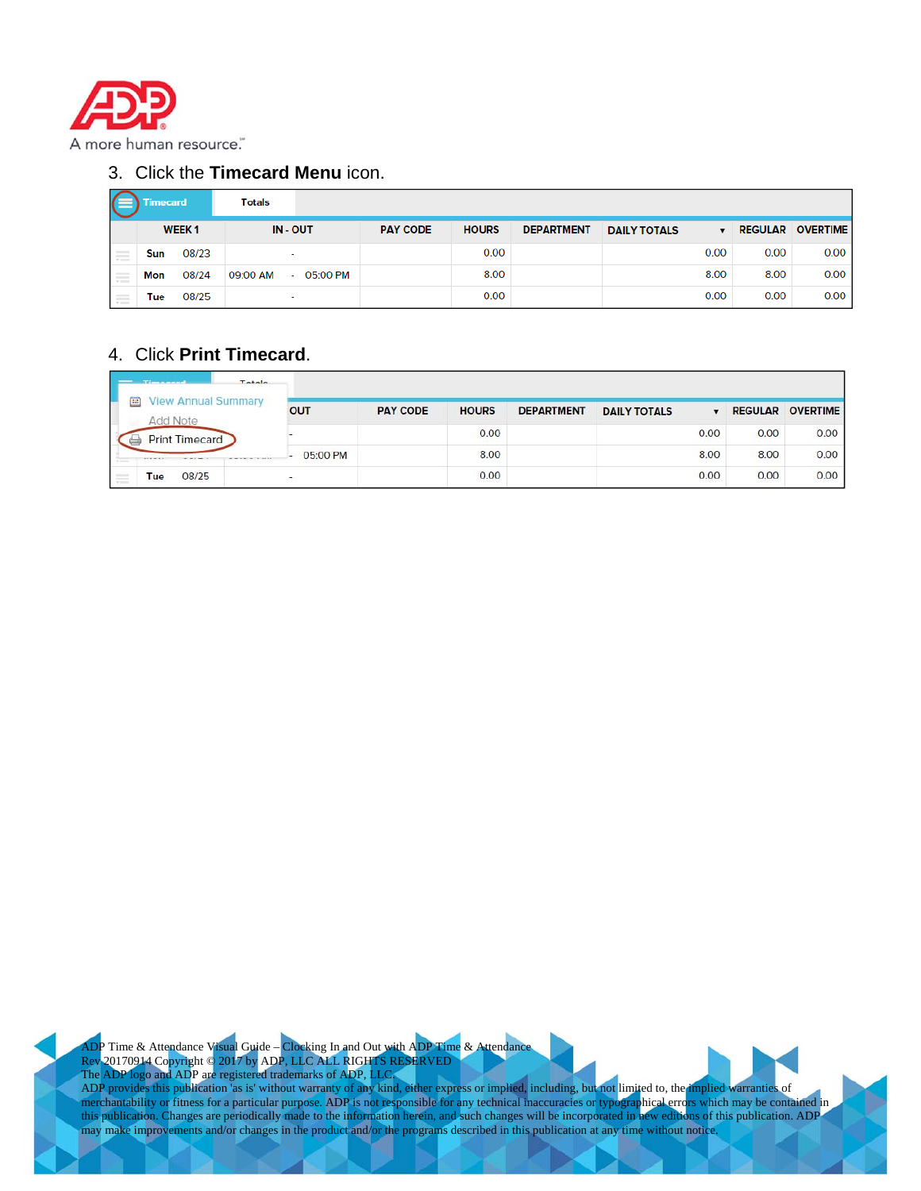3. Click the **Timecard Menu** icon.

| Timecard | Totals | | | | | | | |
|---|---|---|---|---|---|---|---|---|
| WEEK 1 | | IN - OUT | PAY CODE | HOURS | DEPARTMENT | DAILY TOTALS | REGULAR | OVERTIME |
| Sun | 08/23 | - | | 0.00 | | 0.00 | 0.00 | 0.00 |
| Mon | 08/24 | 09:00 AM - 05:00 PM | | 8.00 | | 8.00 | 8.00 | 0.00 |
| Tue | 08/25 | - | | 0.00 | | 0.00 | 0.00 | 0.00 |

4. Click **Print Timecard**.

View Annual Summary
Add Note
Print Timecard

| | OUT | PAY CODE | HOURS | DEPARTMENT | DAILY TOTALS | REGULAR | OVERTIME |
|---|---|---|---|---|---|---|---|
| | - | | 0.00 | | 0.00 | 0.00 | 0.00 |
| | - 05:00 PM | | 8.00 | | 8.00 | 8.00 | 0.00 |
| Tue 08/25 | - | | 0.00 | | 0.00 | 0.00 | 0.00 |

ADP Time & Attendance Visual Guide – Clocking In and Out with ADP Time & Attendance
Rev 20170914 Copyright © 2017 by ADP, LLC ALL RIGHTS RESERVED
The ADP logo and ADP are registered trademarks of ADP, LLC.
ADP provides this publication 'as is' without warranty of any kind, either express or implied, including, but not limited to, the implied warranties of merchantability or fitness for a particular purpose. ADP is not responsible for any technical inaccuracies or typographical errors which may be contained in this publication. Changes are periodically made to the information herein, and such changes will be incorporated in new editions of this publication. ADP may make improvements and/or changes in the product and/or the programs described in this publication at any time without notice.